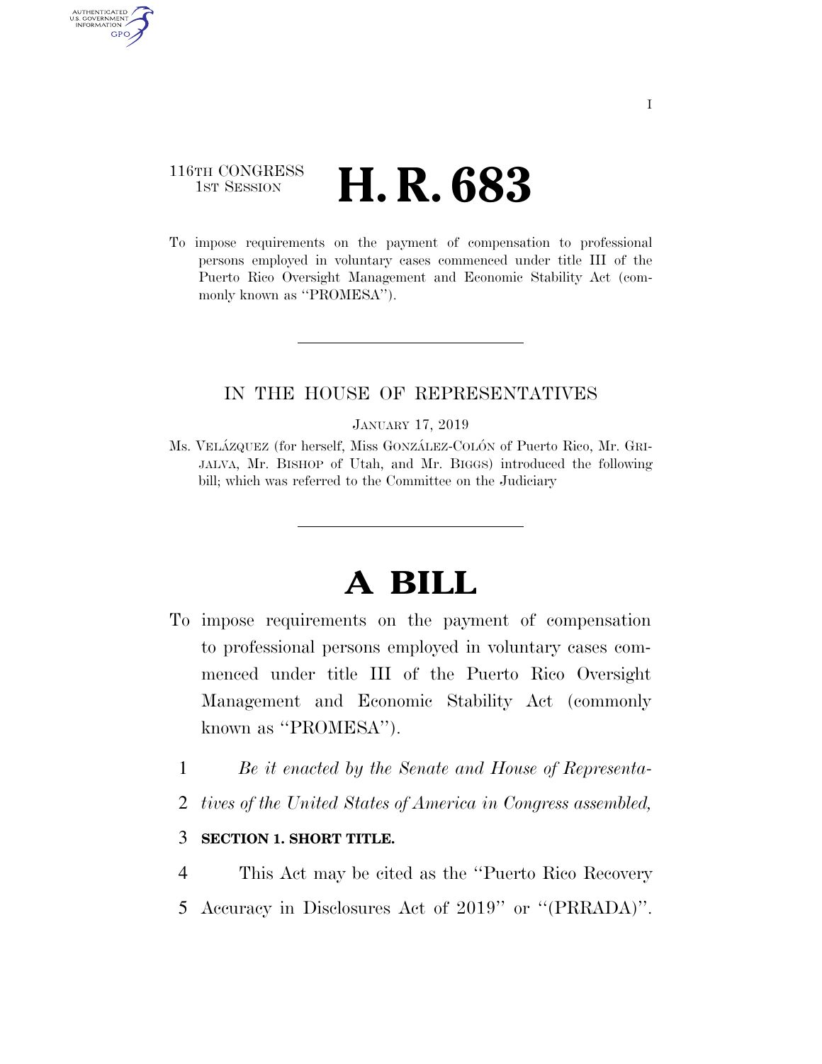116TH CONGRESS
1ST SESSION

# H. R. 683

To impose requirements on the payment of compensation to professional persons employed in voluntary cases commenced under title III of the Puerto Rico Oversight Management and Economic Stability Act (commonly known as ''PROMESA'').

IN THE HOUSE OF REPRESENTATIVES

JANUARY 17, 2019

Ms. VELÁZQUEZ (for herself, Miss GONZÁLEZ-COLÓN of Puerto Rico, Mr. GRIJALVA, Mr. BISHOP of Utah, and Mr. BIGGS) introduced the following bill; which was referred to the Committee on the Judiciary

# A BILL

To impose requirements on the payment of compensation to professional persons employed in voluntary cases commenced under title III of the Puerto Rico Oversight Management and Economic Stability Act (commonly known as ''PROMESA'').

1 *Be it enacted by the Senate and House of Representa-*
2 *tives of the United States of America in Congress assembled,*

3 **SECTION 1. SHORT TITLE.**

4 This Act may be cited as the ''Puerto Rico Recovery
5 Accuracy in Disclosures Act of 2019'' or ''(PRRADA)''.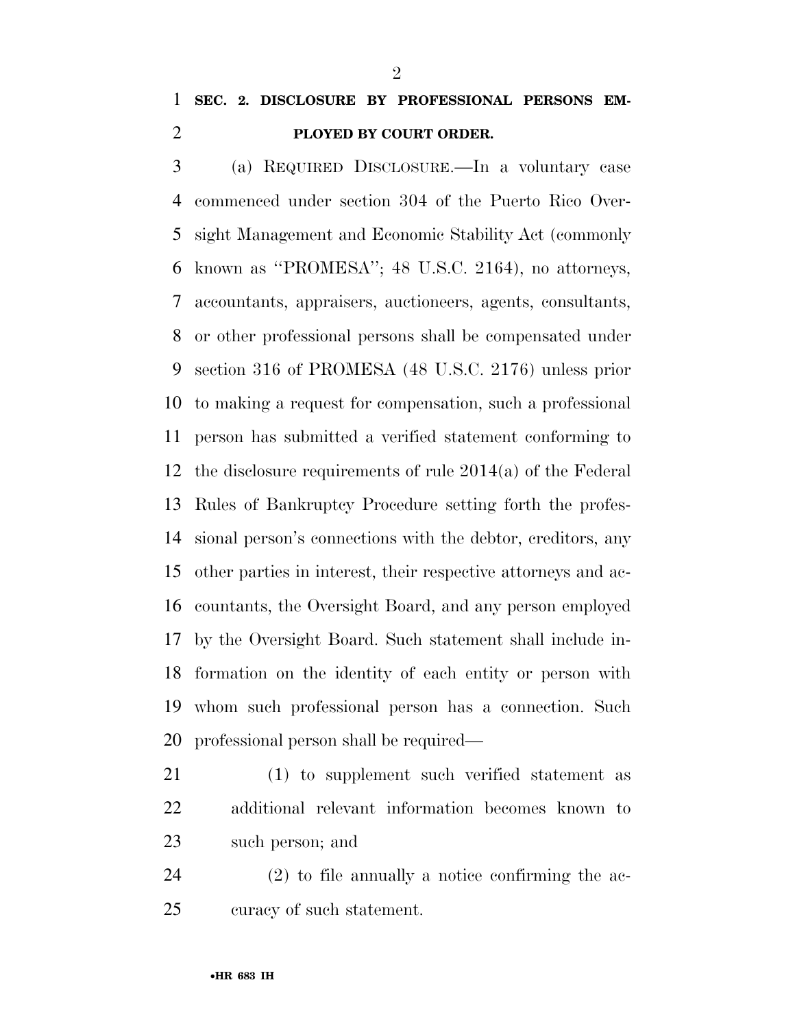**SEC. 2. DISCLOSURE BY PROFESSIONAL PERSONS EMPLOYED BY COURT ORDER.**

(a) REQUIRED DISCLOSURE.—In a voluntary case commenced under section 304 of the Puerto Rico Oversight Management and Economic Stability Act (commonly known as "PROMESA"; 48 U.S.C. 2164), no attorneys, accountants, appraisers, auctioneers, agents, consultants, or other professional persons shall be compensated under section 316 of PROMESA (48 U.S.C. 2176) unless prior to making a request for compensation, such a professional person has submitted a verified statement conforming to the disclosure requirements of rule 2014(a) of the Federal Rules of Bankruptcy Procedure setting forth the professional person's connections with the debtor, creditors, any other parties in interest, their respective attorneys and accountants, the Oversight Board, and any person employed by the Oversight Board. Such statement shall include information on the identity of each entity or person with whom such professional person has a connection. Such professional person shall be required—

(1) to supplement such verified statement as additional relevant information becomes known to such person; and

(2) to file annually a notice confirming the accuracy of such statement.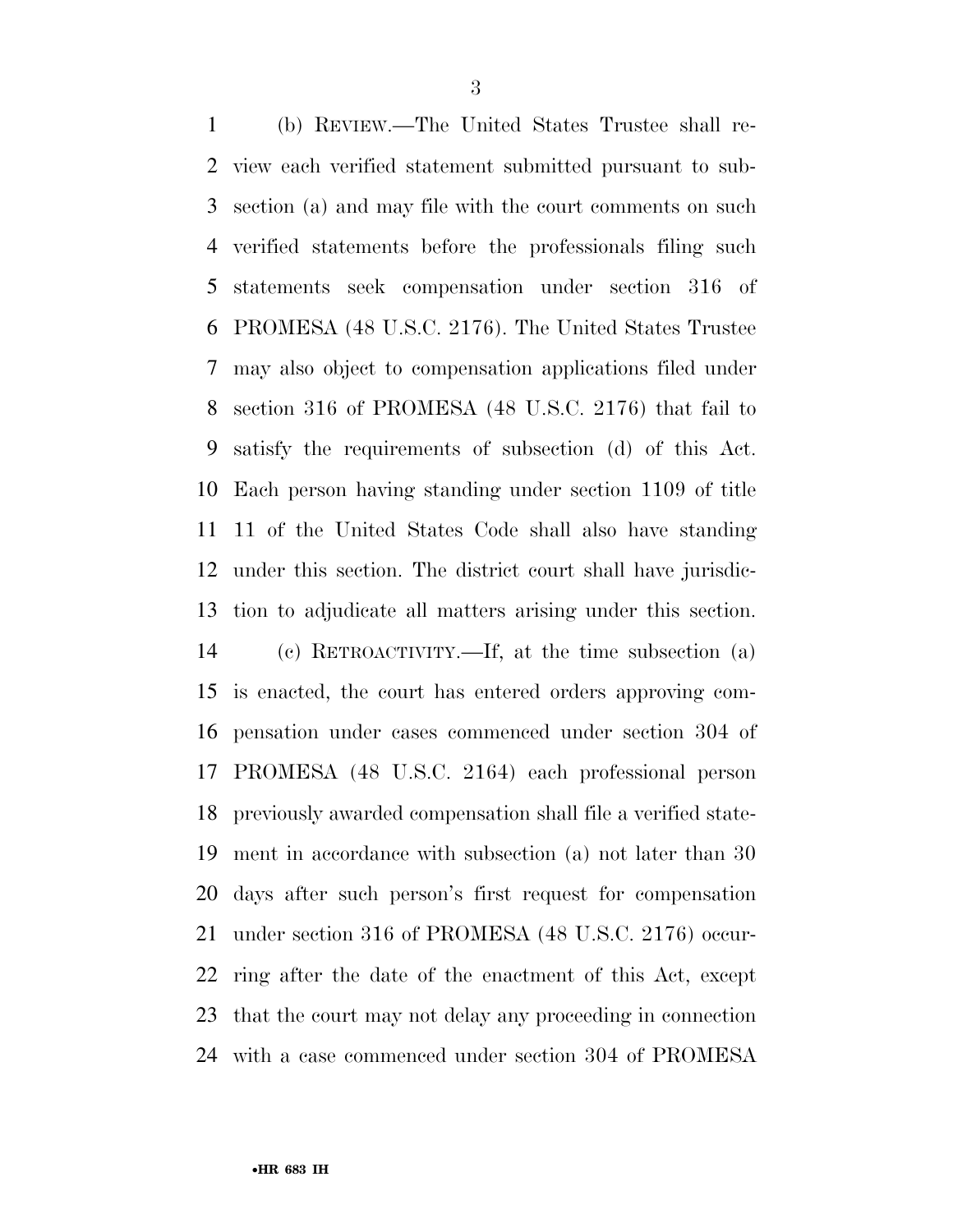(b) REVIEW.—The United States Trustee shall review each verified statement submitted pursuant to subsection (a) and may file with the court comments on such verified statements before the professionals filing such statements seek compensation under section 316 of PROMESA (48 U.S.C. 2176). The United States Trustee may also object to compensation applications filed under section 316 of PROMESA (48 U.S.C. 2176) that fail to satisfy the requirements of subsection (d) of this Act. Each person having standing under section 1109 of title 11 of the United States Code shall also have standing under this section. The district court shall have jurisdiction to adjudicate all matters arising under this section.

(c) RETROACTIVITY.—If, at the time subsection (a) is enacted, the court has entered orders approving compensation under cases commenced under section 304 of PROMESA (48 U.S.C. 2164) each professional person previously awarded compensation shall file a verified statement in accordance with subsection (a) not later than 30 days after such person's first request for compensation under section 316 of PROMESA (48 U.S.C. 2176) occurring after the date of the enactment of this Act, except that the court may not delay any proceeding in connection with a case commenced under section 304 of PROMESA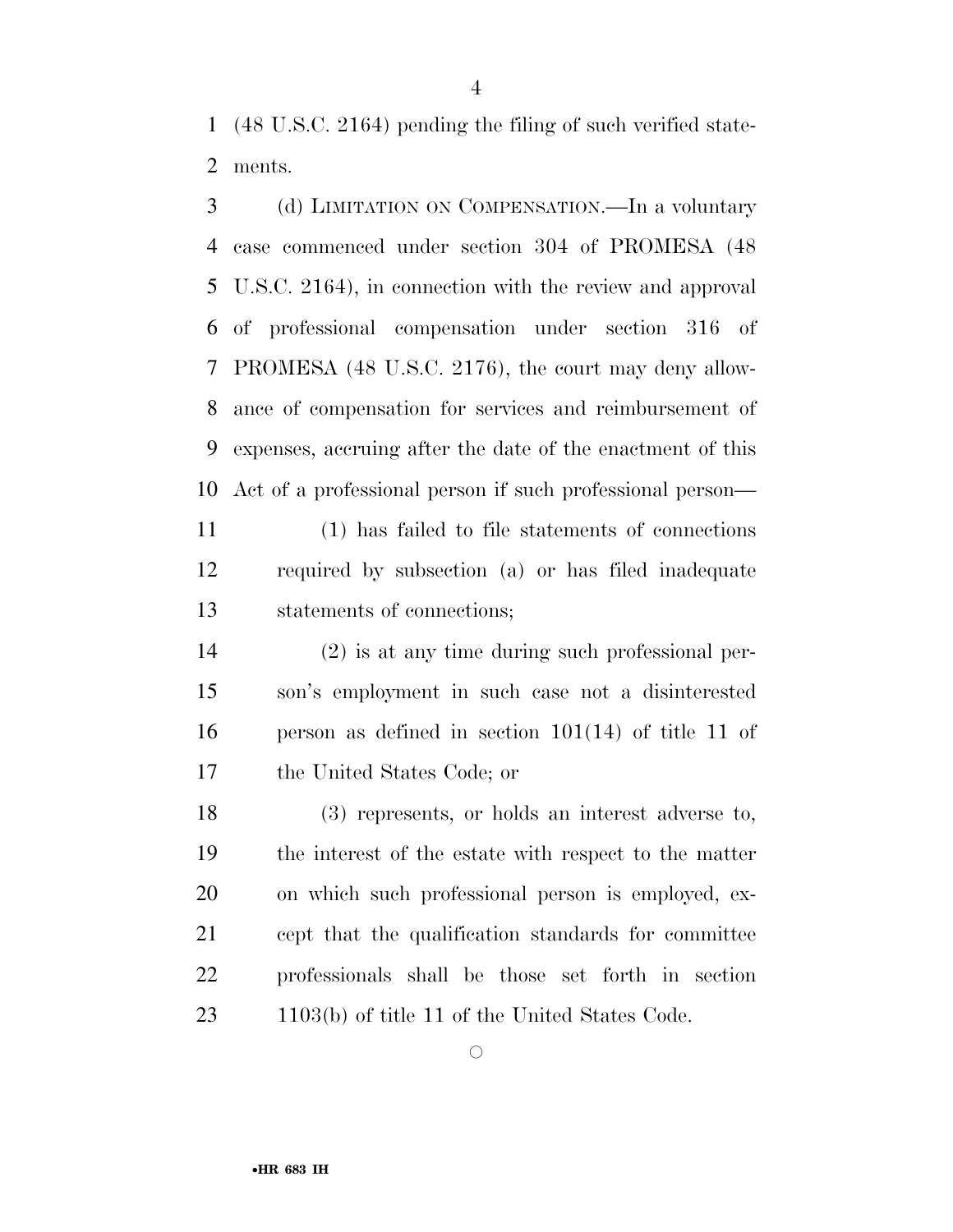(48 U.S.C. 2164) pending the filing of such verified statements.

(d) LIMITATION ON COMPENSATION.—In a voluntary case commenced under section 304 of PROMESA (48 U.S.C. 2164), in connection with the review and approval of professional compensation under section 316 of PROMESA (48 U.S.C. 2176), the court may deny allowance of compensation for services and reimbursement of expenses, accruing after the date of the enactment of this Act of a professional person if such professional person—

(1) has failed to file statements of connections required by subsection (a) or has filed inadequate statements of connections;

(2) is at any time during such professional person's employment in such case not a disinterested person as defined in section 101(14) of title 11 of the United States Code; or

(3) represents, or holds an interest adverse to, the interest of the estate with respect to the matter on which such professional person is employed, except that the qualification standards for committee professionals shall be those set forth in section 1103(b) of title 11 of the United States Code.

○